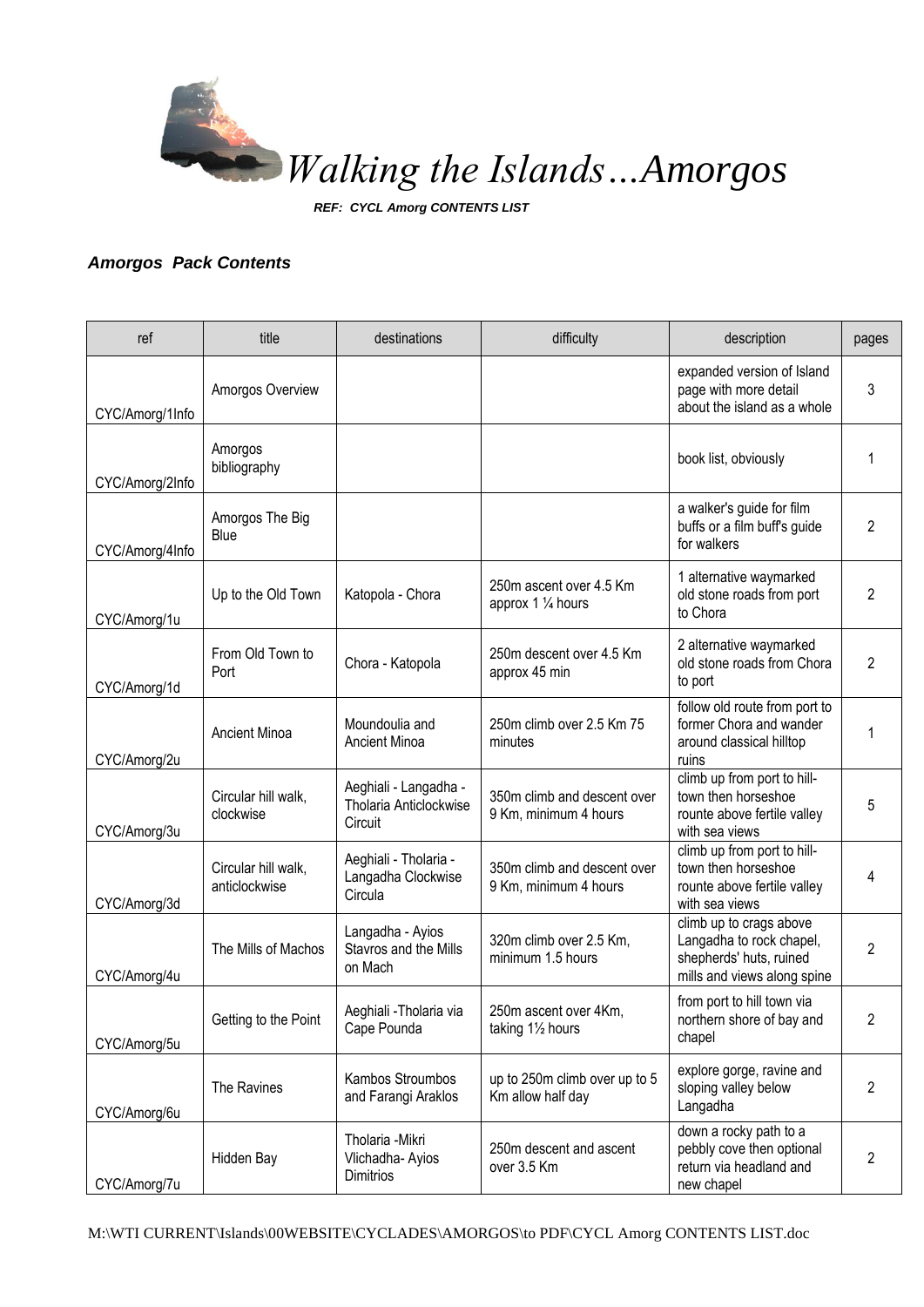# *Walking the Islands…Amorgos*

***REF: CYCL Amorg CONTENTS LIST***

## ***Amorgos Pack Contents***

| ref | title | destinations | difficulty | description | pages |
|---|---|---|---|---|---|
| CYC/Amorg/1Info | Amorgos Overview | | | expanded version of Island page with more detail about the island as a whole | 3 |
| CYC/Amorg/2Info | Amorgos bibliography | | | book list, obviously | 1 |
| CYC/Amorg/4Info | Amorgos The Big Blue | | | a walker's guide for film buffs or a film buff's guide for walkers | 2 |
| CYC/Amorg/1u | Up to the Old Town | Katopola - Chora | 250m ascent over 4.5 Km approx 1 ¼ hours | 1 alternative waymarked old stone roads from port to Chora | 2 |
| CYC/Amorg/1d | From Old Town to Port | Chora - Katopola | 250m descent over 4.5 Km approx 45 min | 2 alternative waymarked old stone roads from Chora to port | 2 |
| CYC/Amorg/2u | Ancient Minoa | Moundoulia and Ancient Minoa | 250m climb over 2.5 Km 75 minutes | follow old route from port to former Chora and wander around classical hilltop ruins | 1 |
| CYC/Amorg/3u | Circular hill walk, clockwise | Aeghiali - Langadha - Tholaria Anticlockwise Circuit | 350m climb and descent over 9 Km, minimum 4 hours | climb up from port to hill-town then horseshoe rounte above fertile valley with sea views | 5 |
| CYC/Amorg/3d | Circular hill walk, anticlockwise | Aeghiali - Tholaria - Langadha Clockwise Circula | 350m climb and descent over 9 Km, minimum 4 hours | climb up from port to hill-town then horseshoe rounte above fertile valley with sea views | 4 |
| CYC/Amorg/4u | The Mills of Machos | Langadha - Ayios Stavros and the Mills on Mach | 320m climb over 2.5 Km, minimum 1.5 hours | climb up to crags above Langadha to rock chapel, shepherds' huts, ruined mills and views along spine | 2 |
| CYC/Amorg/5u | Getting to the Point | Aeghiali -Tholaria via Cape Pounda | 250m ascent over 4Km, taking 1½ hours | from port to hill town via northern shore of bay and chapel | 2 |
| CYC/Amorg/6u | The Ravines | Kambos Stroumbos and Farangi Araklos | up to 250m climb over up to 5 Km allow half day | explore gorge, ravine and sloping valley below Langadha | 2 |
| CYC/Amorg/7u | Hidden Bay | Tholaria -Mikri Vlichadha- Ayios Dimitrios | 250m descent and ascent over 3.5 Km | down a rocky path to a pebbly cove then optional return via headland and new chapel | 2 |

M:\WTI CURRENT\Islands\00WEBSITE\CYCLADES\AMORGOS\to PDF\CYCL Amorg CONTENTS LIST.doc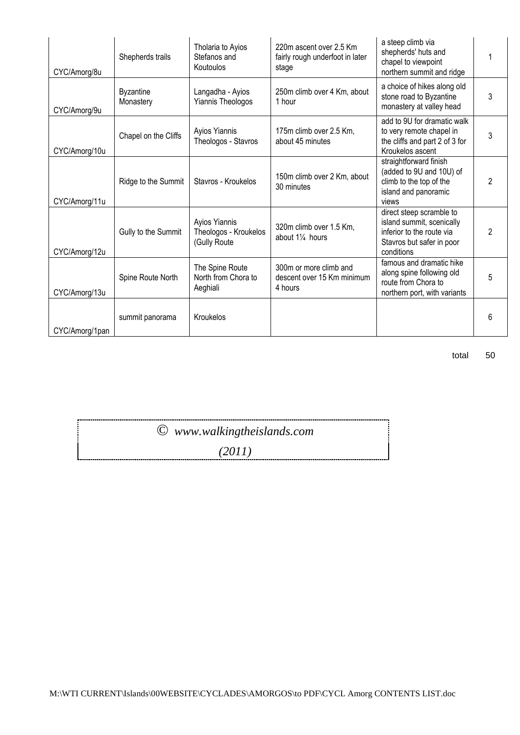| | | | | | |
|---|---|---|---|---|---|
| CYC/Amorg/8u | Shepherds trails | Tholaria to Ayios Stefanos and Koutoulos | 220m ascent over 2.5 Km fairly rough underfoot in later stage | a steep climb via shepherds' huts and chapel to viewpoint northern summit and ridge | 1 |
| CYC/Amorg/9u | Byzantine Monastery | Langadha - Ayios Yiannis Theologos | 250m climb over 4 Km, about 1 hour | a choice of hikes along old stone road to Byzantine monastery at valley head | 3 |
| CYC/Amorg/10u | Chapel on the Cliffs | Ayios Yiannis Theologos - Stavros | 175m climb over 2.5 Km, about 45 minutes | add to 9U for dramatic walk to very remote chapel in the cliffs and part 2 of 3 for Kroukelos ascent | 3 |
| CYC/Amorg/11u | Ridge to the Summit | Stavros - Kroukelos | 150m climb over 2 Km, about 30 minutes | straightforward finish (added to 9U and 10U) of climb to the top of the island and panoramic views | 2 |
| CYC/Amorg/12u | Gully to the Summit | Ayios Yiannis Theologos - Kroukelos (Gully Route | 320m climb over 1.5 Km, about 1¼ hours | direct steep scramble to island summit, scenically inferior to the route via Stavros but safer in poor conditions | 2 |
| CYC/Amorg/13u | Spine Route North | The Spine Route North from Chora to Aeghiali | 300m or more climb and descent over 15 Km minimum 4 hours | famous and dramatic hike along spine following old route from Chora to northern port, with variants | 5 |
| CYC/Amorg/1pan | summit panorama | Kroukelos | | | 6 |

total 50

© *www.walkingtheislands.com*

*(2011)*

M:\WTI CURRENT\Islands\00WEBSITE\CYCLADES\AMORGOS\to PDF\CYCL Amorg CONTENTS LIST.doc